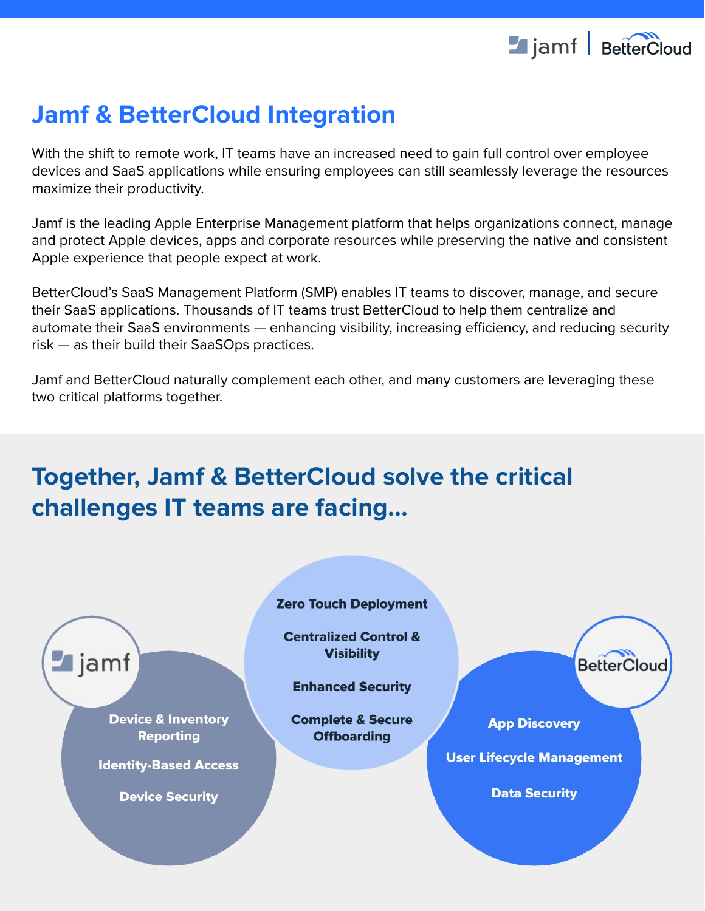# Jamf & BetterCloud Integration

With the shift to remote work, IT teams have an increased need to gain full control over employee devices and SaaS applications while ensuring employees can still seamlessly leverage the resources maximize their productivity.

Jamf is the leading Apple Enterprise Management platform that helps organizations connect, manage and protect Apple devices, apps and corporate resources while preserving the native and consistent Apple experience that people expect at work.

BetterCloud's SaaS Management Platform (SMP) enables IT teams to discover, manage, and secure their SaaS applications. Thousands of IT teams trust BetterCloud to help them centralize and automate their SaaS environments — enhancing visibility, increasing efficiency, and reducing security risk — as their build their SaaSOps practices.

Jamf and BetterCloud naturally complement each other, and many customers are leveraging these two critical platforms together.

## Together, Jamf & BetterCloud solve the critical challenges IT teams are facing...

**jamf**

- **Device & Inventory Reporting**
- **Identity-Based Access**
- **Device Security**

**Together**

- **Zero Touch Deployment**
- **Centralized Control & Visibility**
- **Enhanced Security**
- **Complete & Secure Offboarding**

**BetterCloud**

- **App Discovery**
- **User Lifecycle Management**
- **Data Security**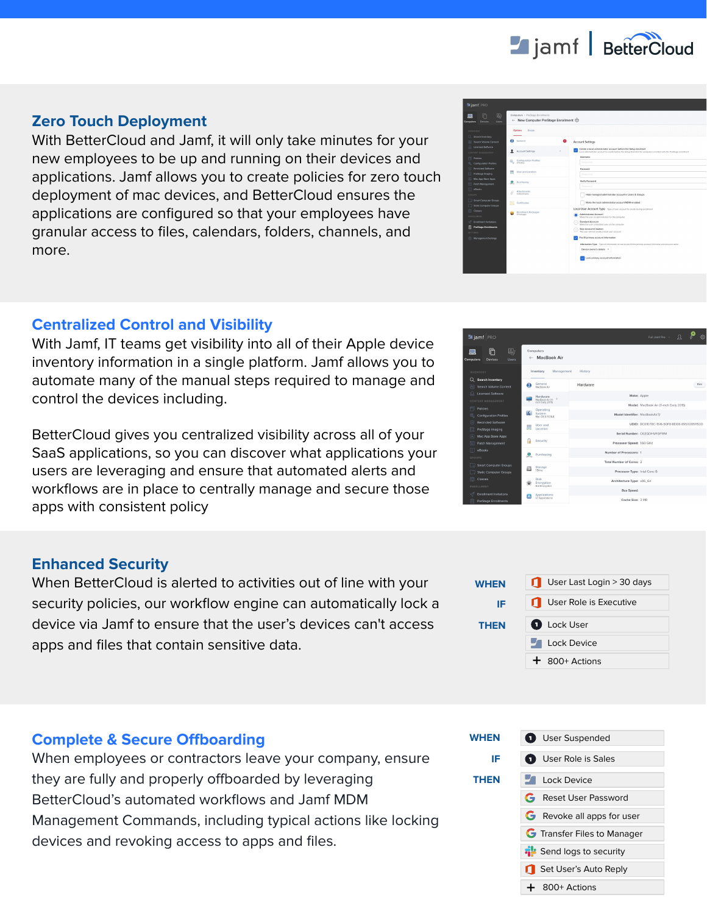## Zero Touch Deployment

With BetterCloud and Jamf, it will only take minutes for your new employees to be up and running on their devices and applications. Jamf allows you to create policies for zero touch deployment of mac devices, and BetterCloud ensures the applications are configured so that your employees have granular access to files, calendars, folders, channels, and more.

## Centralized Control and Visibility

With Jamf, IT teams get visibility into all of their Apple device inventory information in a single platform. Jamf allows you to automate many of the manual steps required to manage and control the devices including.

BetterCloud gives you centralized visibility across all of your SaaS applications, so you can discover what applications your users are leveraging and ensure that automated alerts and workflows are in place to centrally manage and secure those apps with consistent policy

## Enhanced Security

When BetterCloud is alerted to activities out of line with your security policies, our workflow engine can automatically lock a device via Jamf to ensure that the user's devices can't access apps and files that contain sensitive data.

**WHEN** User Last Login > 30 days

**IF** User Role is Executive

**THEN** Lock User

Lock Device

+ 800+ Actions

## Complete & Secure Offboarding

When employees or contractors leave your company, ensure they are fully and properly offboarded by leveraging BetterCloud's automated workflows and Jamf MDM Management Commands, including typical actions like locking devices and revoking access to apps and files.

**WHEN** User Suspended

**IF** User Role is Sales

**THEN** Lock Device

Reset User Password

Revoke all apps for user

Transfer Files to Manager

Send logs to security

Set User's Auto Reply

+ 800+ Actions